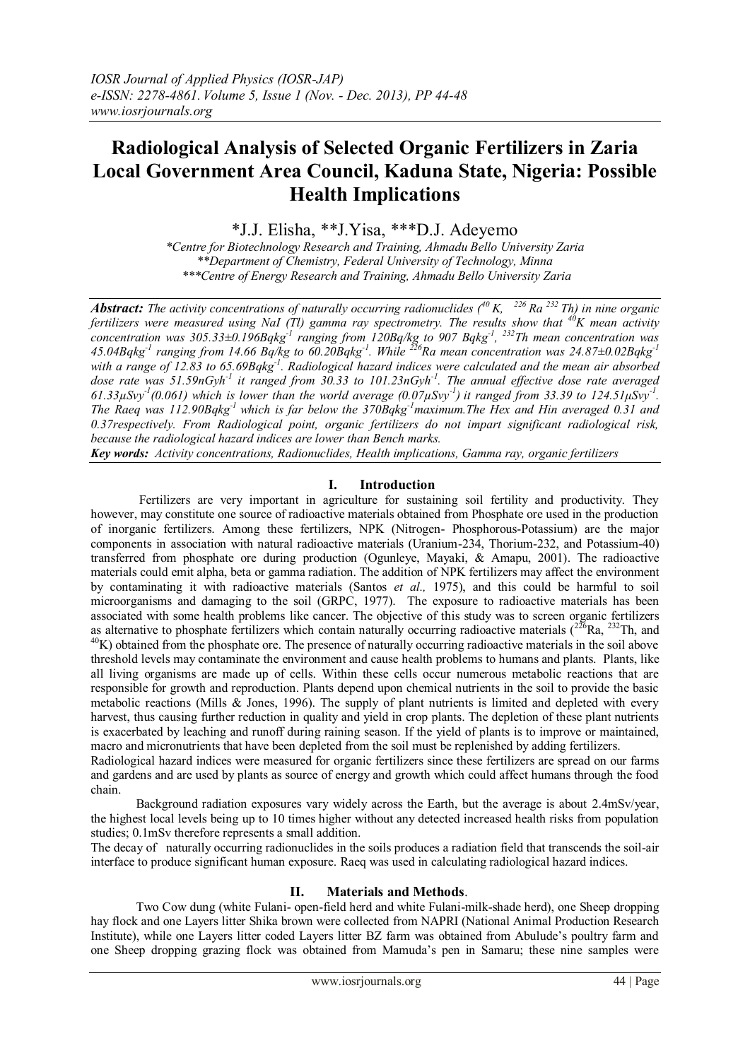# Radiological Analysis of Selected Organic Fertilizers in Zaria Local Government Area Council, Kaduna State, Nigeria: Possible Health Implications

*J.J. Elisha, **J.Yisa, ***D.J. Adeyemo

*Centre for Biotechnology Research and Training, Ahmadu Bello University Zaria*
*Department of Chemistry, Federal University of Technology, Minna*
*Centre of Energy Research and Training, Ahmadu Bello University Zaria*

***Abstract:*** *The activity concentrations of naturally occurring radionuclides ($^{40}K$, $^{226}Ra$ $^{232}Th$) in nine organic fertilizers were measured using NaI (Tl) gamma ray spectrometry. The results show that $^{40}K$ mean activity concentration was 305.33±0.196Bqkg$^{-1}$ ranging from 120Bq/kg to 907 Bqkg$^{-1}$, $^{232}Th$ mean concentration was 45.04Bqkg$^{-1}$ ranging from 14.66 Bq/kg to 60.20Bqkg$^{-1}$. While $^{226}Ra$ mean concentration was 24.87±0.02Bqkg$^{-1}$ with a range of 12.83 to 65.69Bqkg$^{-1}$. Radiological hazard indices were calculated and the mean air absorbed dose rate was 51.59nGyh$^{-1}$ it ranged from 30.33 to 101.23nGyh$^{-1}$. The annual effective dose rate averaged 61.33μSvy$^{-1}$(0.061) which is lower than the world average (0.07μSvy$^{-1}$) it ranged from 33.39 to 124.51μSvy$^{-1}$. The Raeq was 112.90Bqkg$^{-1}$ which is far below the 370Bqkg$^{-1}$maximum.The Hex and Hin averaged 0.31 and 0.37respectively. From Radiological point, organic fertilizers do not impart significant radiological risk, because the radiological hazard indices are lower than Bench marks.*

***Key words:*** *Activity concentrations, Radionuclides, Health implications, Gamma ray, organic fertilizers*

## I. Introduction

Fertilizers are very important in agriculture for sustaining soil fertility and productivity. They however, may constitute one source of radioactive materials obtained from Phosphate ore used in the production of inorganic fertilizers. Among these fertilizers, NPK (Nitrogen- Phosphorous-Potassium) are the major components in association with natural radioactive materials (Uranium-234, Thorium-232, and Potassium-40) transferred from phosphate ore during production (Ogunleye, Mayaki, & Amapu, 2001). The radioactive materials could emit alpha, beta or gamma radiation. The addition of NPK fertilizers may affect the environment by contaminating it with radioactive materials (Santos *et al.,* 1975), and this could be harmful to soil microorganisms and damaging to the soil (GRPC, 1977). The exposure to radioactive materials has been associated with some health problems like cancer. The objective of this study was to screen organic fertilizers as alternative to phosphate fertilizers which contain naturally occurring radioactive materials ($^{226}Ra$, $^{232}Th$, and $^{40}K$) obtained from the phosphate ore. The presence of naturally occurring radioactive materials in the soil above threshold levels may contaminate the environment and cause health problems to humans and plants. Plants, like all living organisms are made up of cells. Within these cells occur numerous metabolic reactions that are responsible for growth and reproduction. Plants depend upon chemical nutrients in the soil to provide the basic metabolic reactions (Mills & Jones, 1996). The supply of plant nutrients is limited and depleted with every harvest, thus causing further reduction in quality and yield in crop plants. The depletion of these plant nutrients is exacerbated by leaching and runoff during raining season. If the yield of plants is to improve or maintained, macro and micronutrients that have been depleted from the soil must be replenished by adding fertilizers.

Radiological hazard indices were measured for organic fertilizers since these fertilizers are spread on our farms and gardens and are used by plants as source of energy and growth which could affect humans through the food chain.

Background radiation exposures vary widely across the Earth, but the average is about 2.4mSv/year, the highest local levels being up to 10 times higher without any detected increased health risks from population studies; 0.1mSv therefore represents a small addition.

The decay of naturally occurring radionuclides in the soils produces a radiation field that transcends the soil-air interface to produce significant human exposure. Raeq was used in calculating radiological hazard indices.

## II. Materials and Methods.

Two Cow dung (white Fulani- open-field herd and white Fulani-milk-shade herd), one Sheep dropping hay flock and one Layers litter Shika brown were collected from NAPRI (National Animal Production Research Institute), while one Layers litter coded Layers litter BZ farm was obtained from Abulude's poultry farm and one Sheep dropping grazing flock was obtained from Mamuda's pen in Samaru; these nine samples were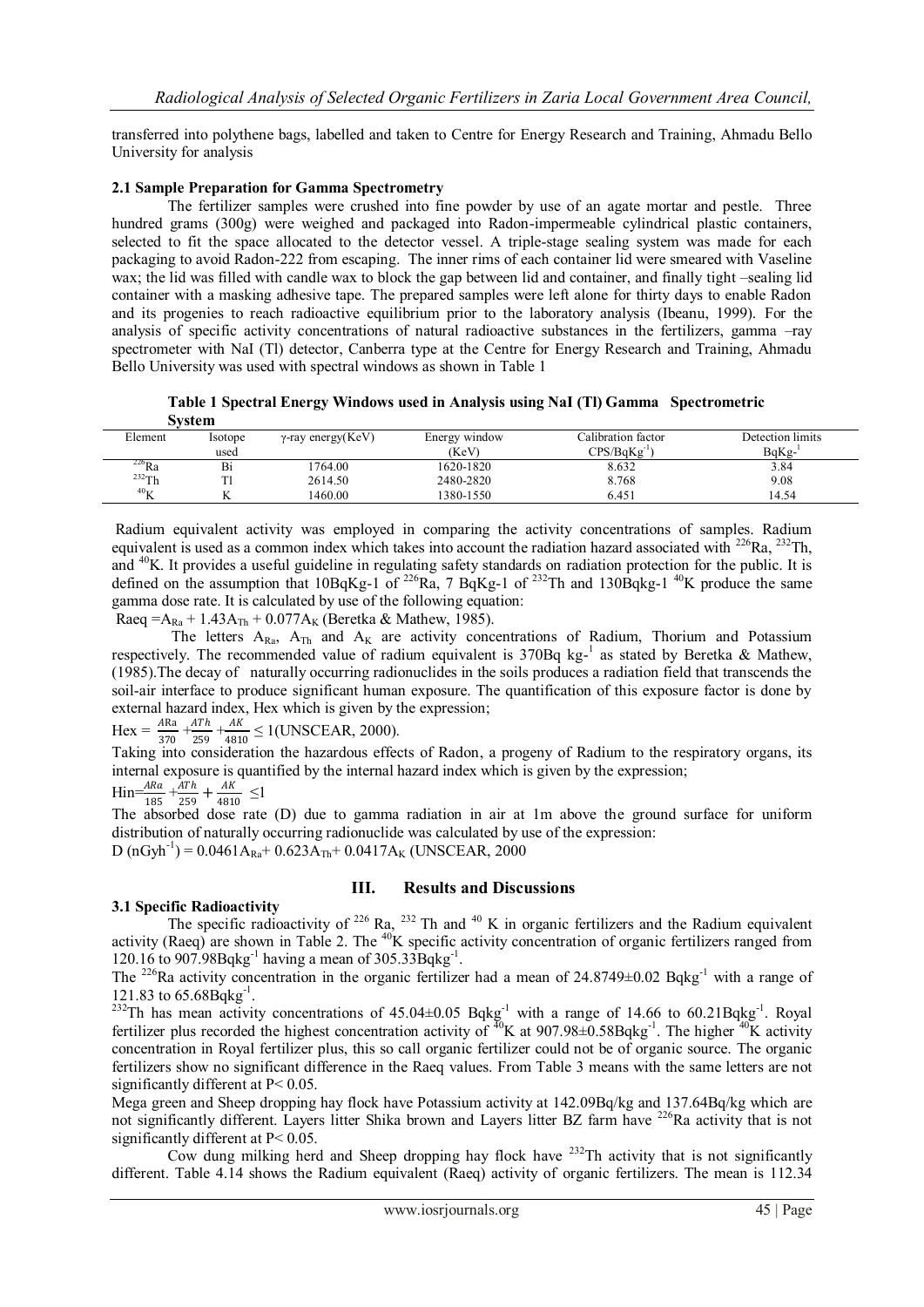transferred into polythene bags, labelled and taken to Centre for Energy Research and Training, Ahmadu Bello University for analysis

### 2.1 Sample Preparation for Gamma Spectrometry

The fertilizer samples were crushed into fine powder by use of an agate mortar and pestle. Three hundred grams (300g) were weighed and packaged into Radon-impermeable cylindrical plastic containers, selected to fit the space allocated to the detector vessel. A triple-stage sealing system was made for each packaging to avoid Radon-222 from escaping. The inner rims of each container lid were smeared with Vaseline wax; the lid was filled with candle wax to block the gap between lid and container, and finally tight –sealing lid container with a masking adhesive tape. The prepared samples were left alone for thirty days to enable Radon and its progenies to reach radioactive equilibrium prior to the laboratory analysis (Ibeanu, 1999). For the analysis of specific activity concentrations of natural radioactive substances in the fertilizers, gamma –ray spectrometer with NaI (Tl) detector, Canberra type at the Centre for Energy Research and Training, Ahmadu Bello University was used with spectral windows as shown in Table 1

**Table 1 Spectral Energy Windows used in Analysis using NaI (Tl) Gamma Spectrometric System**

| Element | Isotope used | γ-ray energy(KeV) | Energy window (KeV) | Calibration factor $CPS/BqKg^{-1}$) | Detection limits $BqKg^{-1}$ |
|---|---|---|---|---|---|
| $^{226}Ra$ | Bi | 1764.00 | 1620-1820 | 8.632 | 3.84 |
| $^{232}Th$ | Tl | 2614.50 | 2480-2820 | 8.768 | 9.08 |
| $^{40}K$ | K | 1460.00 | 1380-1550 | 6.451 | 14.54 |

Radium equivalent activity was employed in comparing the activity concentrations of samples. Radium equivalent is used as a common index which takes into account the radiation hazard associated with $^{226}Ra$, $^{232}Th$, and $^{40}K$. It provides a useful guideline in regulating safety standards on radiation protection for the public. It is defined on the assumption that 10BqKg-1 of $^{226}Ra$, 7 BqKg-1 of $^{232}Th$ and 130Bqkg-1 $^{40}K$ produce the same gamma dose rate. It is calculated by use of the following equation:

$Raeq = A_{Ra} + 1.43A_{Th} + 0.077A_K$ (Beretka & Mathew, 1985).

The letters $A_{Ra}$, $A_{Th}$ and $A_K$ are activity concentrations of Radium, Thorium and Potassium respectively. The recommended value of radium equivalent is 370Bq $kg^{-1}$ as stated by Beretka & Mathew, (1985).The decay of naturally occurring radionuclides in the soils produces a radiation field that transcends the soil-air interface to produce significant human exposure. The quantification of this exposure factor is done by external hazard index, Hex which is given by the expression;

$Hex = \frac{ARa}{370} + \frac{ATh}{259} + \frac{AK}{4810} \leq 1$(UNSCEAR, 2000).

Taking into consideration the hazardous effects of Radon, a progeny of Radium to the respiratory organs, its internal exposure is quantified by the internal hazard index which is given by the expression;

$Hin = \frac{ARa}{185} + \frac{ATh}{259} + \frac{AK}{4810} \leq 1$

The absorbed dose rate (D) due to gamma radiation in air at 1m above the ground surface for uniform distribution of naturally occurring radionuclide was calculated by use of the expression:

$D\ (nGyh^{-1}) = 0.0461A_{Ra} + 0.623A_{Th} + 0.0417A_K$ (UNSCEAR, 2000

## III. Results and Discussions

### 3.1 Specific Radioactivity

The specific radioactivity of $^{226}$ Ra, $^{232}$ Th and $^{40}$ K in organic fertilizers and the Radium equivalent activity (Raeq) are shown in Table 2. The $^{40}K$ specific activity concentration of organic fertilizers ranged from 120.16 to 907.98$Bqkg^{-1}$ having a mean of 305.33$Bqkg^{-1}$.

The $^{226}Ra$ activity concentration in the organic fertilizer had a mean of 24.8749±0.02 $Bqkg^{-1}$ with a range of 121.83 to 65.68$Bqkg^{-1}$.

$^{232}Th$ has mean activity concentrations of 45.04±0.05 $Bqkg^{-1}$ with a range of 14.66 to 60.21$Bqkg^{-1}$. Royal fertilizer plus recorded the highest concentration activity of $^{40}K$ at 907.98±0.58$Bqkg^{-1}$. The higher $^{40}K$ activity concentration in Royal fertilizer plus, this so call organic fertilizer could not be of organic source. The organic fertilizers show no significant difference in the Raeq values. From Table 3 means with the same letters are not significantly different at $P < 0.05$.

Mega green and Sheep dropping hay flock have Potassium activity at 142.09Bq/kg and 137.64Bq/kg which are not significantly different. Layers litter Shika brown and Layers litter BZ farm have $^{226}Ra$ activity that is not significantly different at $P < 0.05$.

Cow dung milking herd and Sheep dropping hay flock have $^{232}Th$ activity that is not significantly different. Table 4.14 shows the Radium equivalent (Raeq) activity of organic fertilizers. The mean is 112.34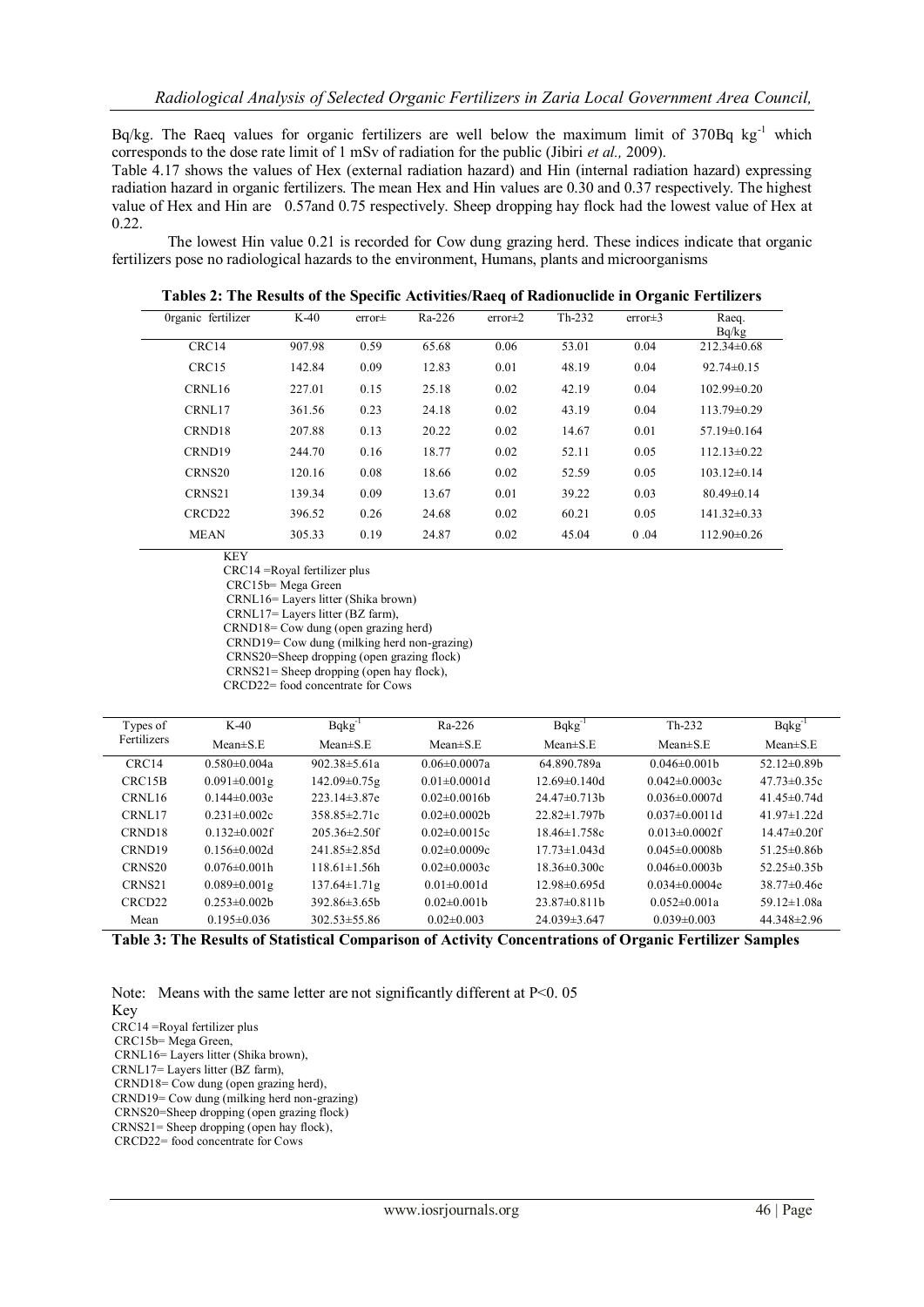Bq/kg. The Raeq values for organic fertilizers are well below the maximum limit of 370Bq $kg^{-1}$ which corresponds to the dose rate limit of 1 mSv of radiation for the public (Jibiri *et al.,* 2009).

Table 4.17 shows the values of Hex (external radiation hazard) and Hin (internal radiation hazard) expressing radiation hazard in organic fertilizers. The mean Hex and Hin values are 0.30 and 0.37 respectively. The highest value of Hex and Hin are 0.57and 0.75 respectively. Sheep dropping hay flock had the lowest value of Hex at 0.22.

The lowest Hin value 0.21 is recorded for Cow dung grazing herd. These indices indicate that organic fertilizers pose no radiological hazards to the environment, Humans, plants and microorganisms

**Tables 2: The Results of the Specific Activities/Raeq of Radionuclide in Organic Fertilizers**

| 0rganic fertilizer | K-40 | error± | Ra-226 | error±2 | Th-232 | error±3 | Raeq. Bq/kg |
|---|---|---|---|---|---|---|---|
| CRC14 | 907.98 | 0.59 | 65.68 | 0.06 | 53.01 | 0.04 | 212.34±0.68 |
| CRC15 | 142.84 | 0.09 | 12.83 | 0.01 | 48.19 | 0.04 | 92.74±0.15 |
| CRNL16 | 227.01 | 0.15 | 25.18 | 0.02 | 42.19 | 0.04 | 102.99±0.20 |
| CRNL17 | 361.56 | 0.23 | 24.18 | 0.02 | 43.19 | 0.04 | 113.79±0.29 |
| CRND18 | 207.88 | 0.13 | 20.22 | 0.02 | 14.67 | 0.01 | 57.19±0.164 |
| CRND19 | 244.70 | 0.16 | 18.77 | 0.02 | 52.11 | 0.05 | 112.13±0.22 |
| CRNS20 | 120.16 | 0.08 | 18.66 | 0.02 | 52.59 | 0.05 | 103.12±0.14 |
| CRNS21 | 139.34 | 0.09 | 13.67 | 0.01 | 39.22 | 0.03 | 80.49±0.14 |
| CRCD22 | 396.52 | 0.26 | 24.68 | 0.02 | 60.21 | 0.05 | 141.32±0.33 |
| MEAN | 305.33 | 0.19 | 24.87 | 0.02 | 45.04 | 0 .04 | 112.90±0.26 |

KEY
CRC14 =Royal fertilizer plus
CRC15b= Mega Green
CRNL16= Layers litter (Shika brown)
CRNL17= Layers litter (BZ farm),
CRND18= Cow dung (open grazing herd)
CRND19= Cow dung (milking herd non-grazing)
CRNS20=Sheep dropping (open grazing flock)
CRNS21= Sheep dropping (open hay flock),
CRCD22= food concentrate for Cows

| Types of Fertilizers | K-40 Mean±S.E | $Bqkg^{-1}$ Mean±S.E | Ra-226 Mean±S.E | $Bqkg^{-1}$ Mean±S.E | Th-232 Mean±S.E | $Bqkg^{-1}$ Mean±S.E |
|---|---|---|---|---|---|---|
| CRC14 | 0.580±0.004a | 902.38±5.61a | 0.06±0.0007a | 64.890.789a | 0.046±0.001b | 52.12±0.89b |
| CRC15B | 0.091±0.001g | 142.09±0.75g | 0.01±0.0001d | 12.69±0.140d | 0.042±0.0003c | 47.73±0.35c |
| CRNL16 | 0.144±0.003e | 223.14±3.87e | 0.02±0.0016b | 24.47±0.713b | 0.036±0.0007d | 41.45±0.74d |
| CRNL17 | 0.231±0.002c | 358.85±2.71c | 0.02±0.0002b | 22.82±1.797b | 0.037±0.0011d | 41.97±1.22d |
| CRND18 | 0.132±0.002f | 205.36±2.50f | 0.02±0.0015c | 18.46±1.758c | 0.013±0.0002f | 14.47±0.20f |
| CRND19 | 0.156±0.002d | 241.85±2.85d | 0.02±0.0009c | 17.73±1.043d | 0.045±0.0008b | 51.25±0.86b |
| CRNS20 | 0.076±0.001h | 118.61±1.56h | 0.02±0.0003c | 18.36±0.300c | 0.046±0.0003b | 52.25±0.35b |
| CRNS21 | 0.089±0.001g | 137.64±1.71g | 0.01±0.001d | 12.98±0.695d | 0.034±0.0004e | 38.77±0.46e |
| CRCD22 | 0.253±0.002b | 392.86±3.65b | 0.02±0.001b | 23.87±0.811b | 0.052±0.001a | 59.12±1.08a |
| Mean | 0.195±0.036 | 302.53±55.86 | 0.02±0.003 | 24.039±3.647 | 0.039±0.003 | 44.348±2.96 |

**Table 3: The Results of Statistical Comparison of Activity Concentrations of Organic Fertilizer Samples**

Note: Means with the same letter are not significantly different at P<0. 05

Key
CRC14 =Royal fertilizer plus
CRC15b= Mega Green,
CRNL16= Layers litter (Shika brown),
CRNL17= Layers litter (BZ farm),
CRND18= Cow dung (open grazing herd),
CRND19= Cow dung (milking herd non-grazing)
CRNS20=Sheep dropping (open grazing flock)
CRNS21= Sheep dropping (open hay flock),
CRCD22= food concentrate for Cows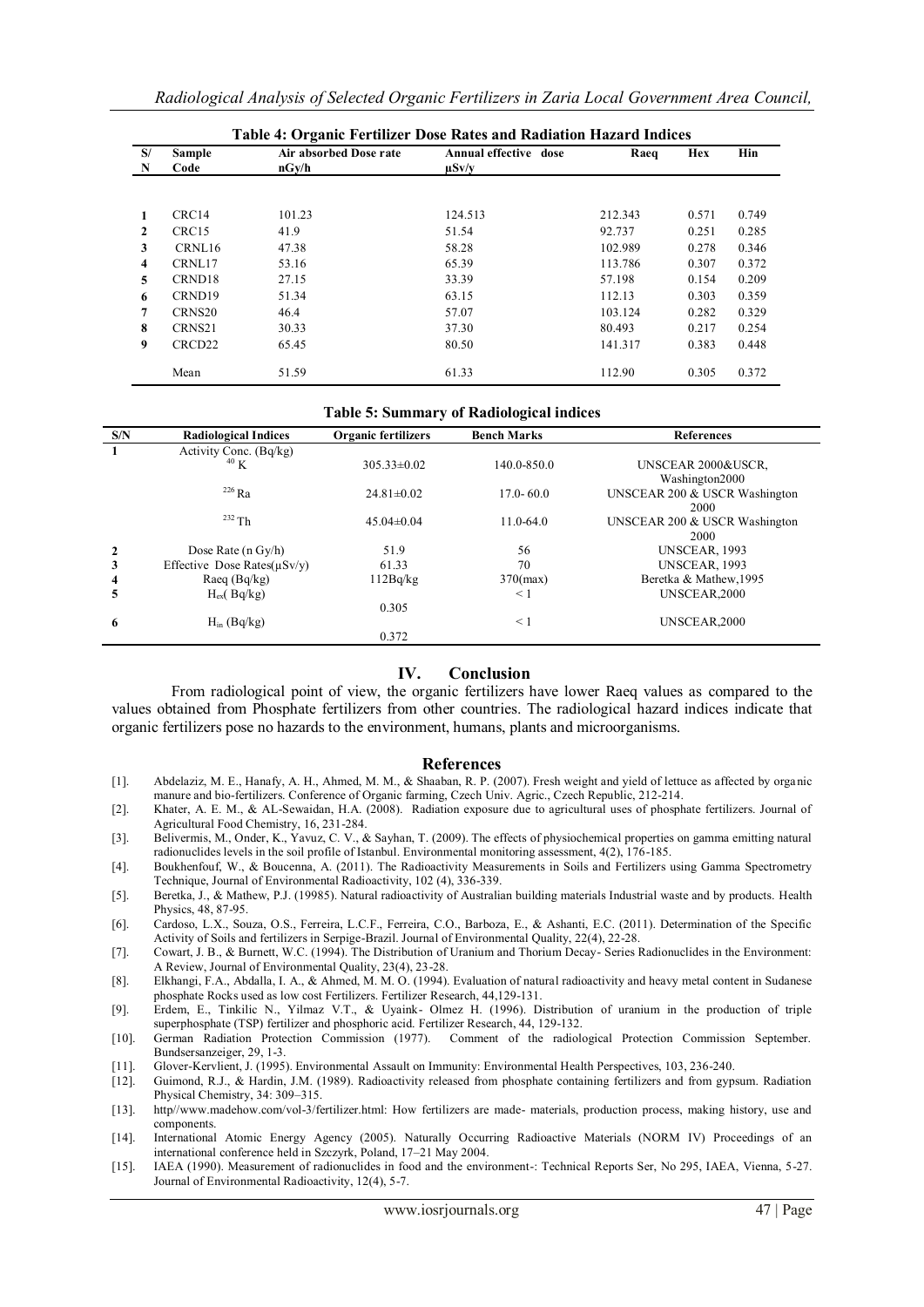**Table 4: Organic Fertilizer Dose Rates and Radiation Hazard Indices**

| S/N | Sample Code | Air absorbed Dose rate nGy/h | Annual effective dose μSv/y | Raeq | Hex | Hin |
|---|---|---|---|---|---|---|
| 1 | CRC14 | 101.23 | 124.513 | 212.343 | 0.571 | 0.749 |
| 2 | CRC15 | 41.9 | 51.54 | 92.737 | 0.251 | 0.285 |
| 3 | CRNL16 | 47.38 | 58.28 | 102.989 | 0.278 | 0.346 |
| 4 | CRNL17 | 53.16 | 65.39 | 113.786 | 0.307 | 0.372 |
| 5 | CRND18 | 27.15 | 33.39 | 57.198 | 0.154 | 0.209 |
| 6 | CRND19 | 51.34 | 63.15 | 112.13 | 0.303 | 0.359 |
| 7 | CRNS20 | 46.4 | 57.07 | 103.124 | 0.282 | 0.329 |
| 8 | CRNS21 | 30.33 | 37.30 | 80.493 | 0.217 | 0.254 |
| 9 | CRCD22 | 65.45 | 80.50 | 141.317 | 0.383 | 0.448 |
| | Mean | 51.59 | 61.33 | 112.90 | 0.305 | 0.372 |

**Table 5: Summary of Radiological indices**

| S/N | Radiological Indices | Organic fertilizers | Bench Marks | References |
|---|---|---|---|---|
| 1 | Activity Conc. (Bq/kg) $^{40}$K | 305.33±0.02 | 140.0-850.0 | UNSCEAR 2000&USCR, Washington2000 |
| | $^{226}$Ra | 24.81±0.02 | 17.0- 60.0 | UNSCEAR 200 & USCR Washington 2000 |
| | $^{232}$Th | 45.04±0.04 | 11.0-64.0 | UNSCEAR 200 & USCR Washington 2000 |
| 2 | Dose Rate (n Gy/h) | 51.9 | 56 | UNSCEAR, 1993 |
| 3 | Effective Dose Rates(μSv/y) | 61.33 | 70 | UNSCEAR, 1993 |
| 4 | Raeq (Bq/kg) | 112Bq/kg | 370(max) | Beretka & Mathew,1995 |
| 5 | $H_{ex}$( Bq/kg) | 0.305 | < 1 | UNSCEAR,2000 |
| 6 | $H_{in}$ (Bq/kg) | 0.372 | < 1 | UNSCEAR,2000 |

## IV. Conclusion

From radiological point of view, the organic fertilizers have lower Raeq values as compared to the values obtained from Phosphate fertilizers from other countries. The radiological hazard indices indicate that organic fertilizers pose no hazards to the environment, humans, plants and microorganisms.

## References

[1]. Abdelaziz, M. E., Hanafy, A. H., Ahmed, M. M., & Shaaban, R. P. (2007). Fresh weight and yield of lettuce as affected by organic manure and bio-fertilizers. Conference of Organic farming, Czech Univ. Agric., Czech Republic, 212-214.

[2]. Khater, A. E. M., & AL-Sewaidan, H.A. (2008). Radiation exposure due to agricultural uses of phosphate fertilizers. Journal of Agricultural Food Chemistry, 16, 231-284.

[3]. Belivermis, M., Onder, K., Yavuz, C. V., & Sayhan, T. (2009). The effects of physiochemical properties on gamma emitting natural radionuclides levels in the soil profile of Istanbul. Environmental monitoring assessment, 4(2), 176-185.

[4]. Boukhenfouf, W., & Boucenna, A. (2011). The Radioactivity Measurements in Soils and Fertilizers using Gamma Spectrometry Technique, Journal of Environmental Radioactivity, 102 (4), 336-339.

[5]. Beretka, J., & Mathew, P.J. (19985). Natural radioactivity of Australian building materials Industrial waste and by products. Health Physics, 48, 87-95.

[6]. Cardoso, L.X., Souza, O.S., Ferreira, L.C.F., Ferreira, C.O., Barboza, E., & Ashanti, E.C. (2011). Determination of the Specific Activity of Soils and fertilizers in Serpige-Brazil. Journal of Environmental Quality, 22(4), 22-28.

[7]. Cowart, J. B., & Burnett, W.C. (1994). The Distribution of Uranium and Thorium Decay- Series Radionuclides in the Environment: A Review, Journal of Environmental Quality, 23(4), 23-28.

[8]. Elkhangi, F.A., Abdalla, I. A., & Ahmed, M. M. O. (1994). Evaluation of natural radioactivity and heavy metal content in Sudanese phosphate Rocks used as low cost Fertilizers. Fertilizer Research, 44,129-131.

[9]. Erdem, E., Tinkilic N., Yilmaz V.T., & Uyaink- Olmez H. (1996). Distribution of uranium in the production of triple superphosphate (TSP) fertilizer and phosphoric acid. Fertilizer Research, 44, 129-132.

[10]. German Radiation Protection Commission (1977). Comment of the radiological Protection Commission September. Bundsersanzeiger, 29, 1-3.

[11]. Glover-Kervlient, J. (1995). Environmental Assault on Immunity: Environmental Health Perspectives, 103, 236-240.

[12]. Guimond, R.J., & Hardin, J.M. (1989). Radioactivity released from phosphate containing fertilizers and from gypsum. Radiation Physical Chemistry, 34: 309–315.

[13]. http//www.madehow.com/vol-3/fertilizer.html: How fertilizers are made- materials, production process, making history, use and components.

[14]. International Atomic Energy Agency (2005). Naturally Occurring Radioactive Materials (NORM IV) Proceedings of an international conference held in Szczyrk, Poland, 17–21 May 2004.

[15]. IAEA (1990). Measurement of radionuclides in food and the environment-: Technical Reports Ser, No 295, IAEA, Vienna, 5-27. Journal of Environmental Radioactivity, 12(4), 5-7.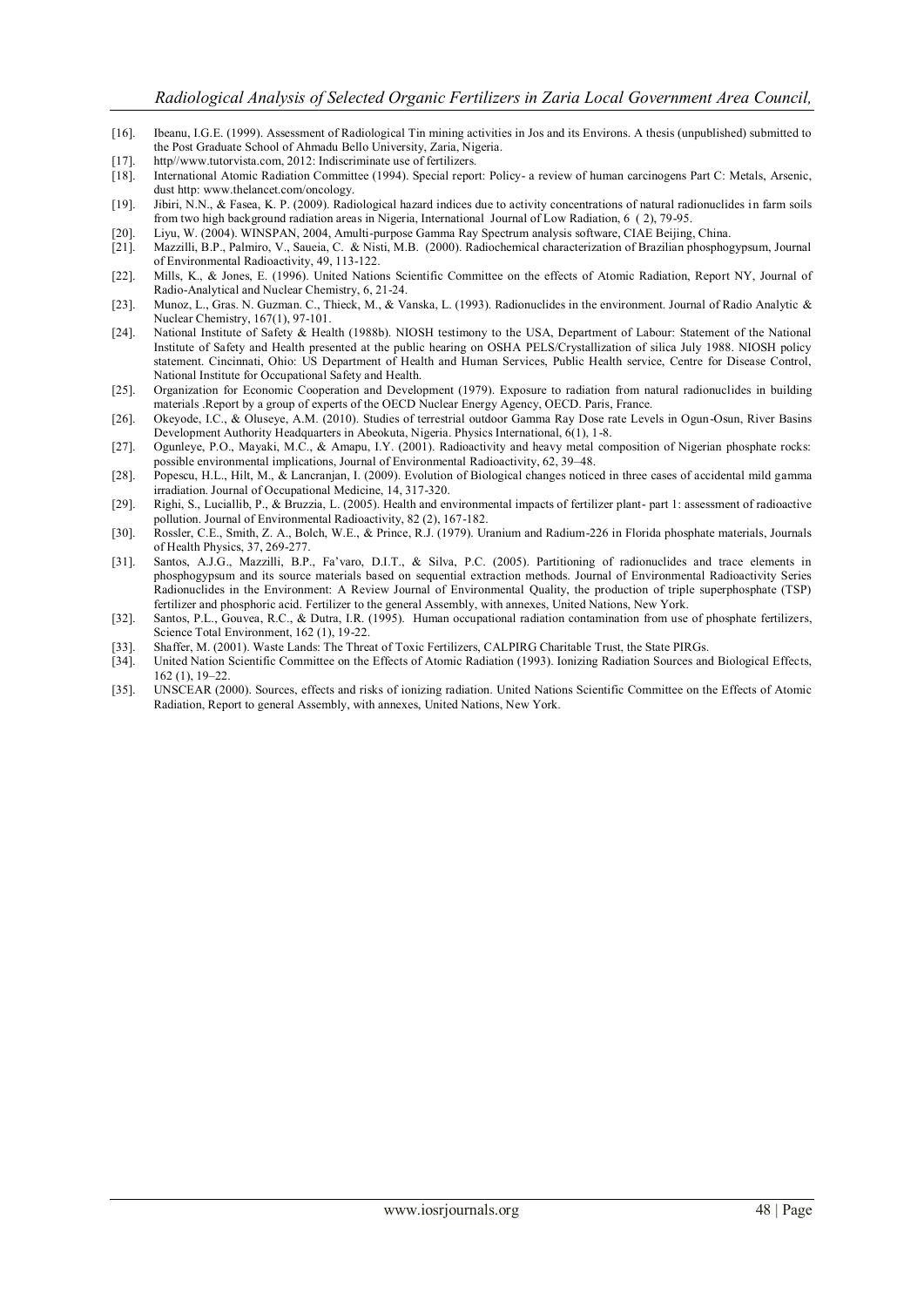[16]. Ibeanu, I.G.E. (1999). Assessment of Radiological Tin mining activities in Jos and its Environs. A thesis (unpublished) submitted to the Post Graduate School of Ahmadu Bello University, Zaria, Nigeria.

[17]. http//www.tutorvista.com, 2012: Indiscriminate use of fertilizers.

[18]. International Atomic Radiation Committee (1994). Special report: Policy- a review of human carcinogens Part C: Metals, Arsenic, dust http: www.thelancet.com/oncology.

[19]. Jibiri, N.N., & Fasea, K. P. (2009). Radiological hazard indices due to activity concentrations of natural radionuclides in farm soils from two high background radiation areas in Nigeria, International Journal of Low Radiation, 6 ( 2), 79-95.

[20]. Liyu, W. (2004). WINSPAN, 2004, Amulti-purpose Gamma Ray Spectrum analysis software, CIAE Beijing, China.

[21]. Mazzilli, B.P., Palmiro, V., Saueia, C. & Nisti, M.B. (2000). Radiochemical characterization of Brazilian phosphogypsum, Journal of Environmental Radioactivity, 49, 113-122.

[22]. Mills, K., & Jones, E. (1996). United Nations Scientific Committee on the effects of Atomic Radiation, Report NY, Journal of Radio-Analytical and Nuclear Chemistry, 6, 21-24.

[23]. Munoz, L., Gras. N. Guzman. C., Thieck, M., & Vanska, L. (1993). Radionuclides in the environment. Journal of Radio Analytic & Nuclear Chemistry, 167(1), 97-101.

[24]. National Institute of Safety & Health (1988b). NIOSH testimony to the USA, Department of Labour: Statement of the National Institute of Safety and Health presented at the public hearing on OSHA PELS/Crystallization of silica July 1988. NIOSH policy statement. Cincinnati, Ohio: US Department of Health and Human Services, Public Health service, Centre for Disease Control, National Institute for Occupational Safety and Health.

[25]. Organization for Economic Cooperation and Development (1979). Exposure to radiation from natural radionuclides in building materials .Report by a group of experts of the OECD Nuclear Energy Agency, OECD. Paris, France.

[26]. Okeyode, I.C., & Oluseye, A.M. (2010). Studies of terrestrial outdoor Gamma Ray Dose rate Levels in Ogun-Osun, River Basins Development Authority Headquarters in Abeokuta, Nigeria. Physics International, 6(1), 1-8.

[27]. Ogunleye, P.O., Mayaki, M.C., & Amapu, I.Y. (2001). Radioactivity and heavy metal composition of Nigerian phosphate rocks: possible environmental implications, Journal of Environmental Radioactivity, 62, 39–48.

[28]. Popescu, H.L., Hilt, M., & Lancranjan, I. (2009). Evolution of Biological changes noticed in three cases of accidental mild gamma irradiation. Journal of Occupational Medicine, 14, 317-320.

[29]. Righi, S., Luciallib, P., & Bruzzia, L. (2005). Health and environmental impacts of fertilizer plant- part 1: assessment of radioactive pollution. Journal of Environmental Radioactivity, 82 (2), 167-182.

[30]. Rossler, C.E., Smith, Z. A., Bolch, W.E., & Prince, R.J. (1979). Uranium and Radium-226 in Florida phosphate materials, Journals of Health Physics, 37, 269-277.

[31]. Santos, A.J.G., Mazzilli, B.P., Fa'varo, D.I.T., & Silva, P.C. (2005). Partitioning of radionuclides and trace elements in phosphogypsum and its source materials based on sequential extraction methods. Journal of Environmental Radioactivity Series Radionuclides in the Environment: A Review Journal of Environmental Quality, the production of triple superphosphate (TSP) fertilizer and phosphoric acid. Fertilizer to the general Assembly, with annexes, United Nations, New York.

[32]. Santos, P.L., Gouvea, R.C., & Dutra, I.R. (1995). Human occupational radiation contamination from use of phosphate fertilizers, Science Total Environment, 162 (1), 19-22.

[33]. Shaffer, M. (2001). Waste Lands: The Threat of Toxic Fertilizers, CALPIRG Charitable Trust, the State PIRGs.

[34]. United Nation Scientific Committee on the Effects of Atomic Radiation (1993). Ionizing Radiation Sources and Biological Effects, 162 (1), 19–22.

[35]. UNSCEAR (2000). Sources, effects and risks of ionizing radiation. United Nations Scientific Committee on the Effects of Atomic Radiation, Report to general Assembly, with annexes, United Nations, New York.